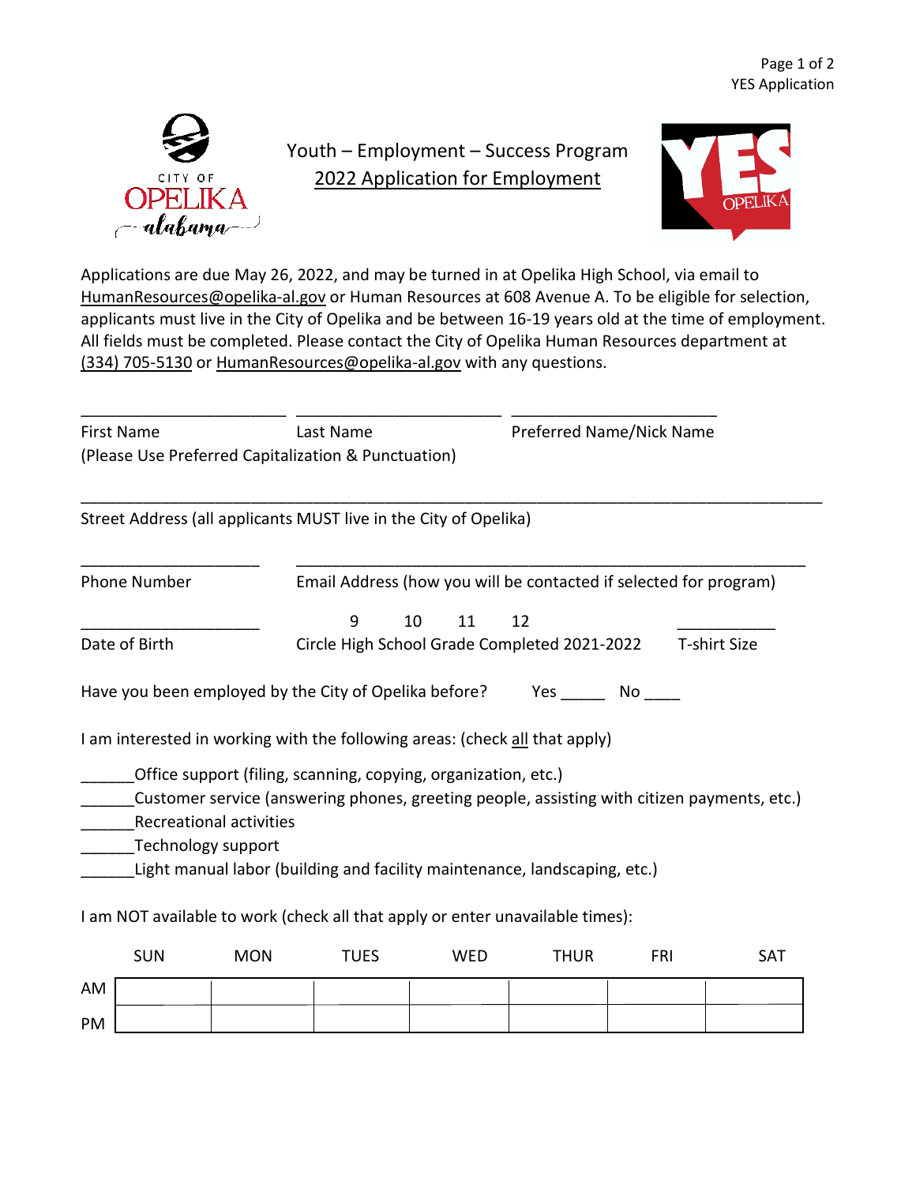# Youth – Employment – Success Program

## 2022 Application for Employment

Applications are due May 26, 2022, and may be turned in at Opelika High School, via email to HumanResources@opelika-al.gov or Human Resources at 608 Avenue A. To be eligible for selection, applicants must live in the City of Opelika and be between 16-19 years old at the time of employment. All fields must be completed. Please contact the City of Opelika Human Resources department at (334) 705-5130 or HumanResources@opelika-al.gov with any questions.

______________________ ______________________ ______________________

First Name                    Last Name                    Preferred Name/Nick Name

(Please Use Preferred Capitalization & Punctuation)

________________________________________________________________________________

Street Address (all applicants MUST live in the City of Opelika)

___________________    ______________________________________________________

Phone Number                    Email Address (how you will be contacted if selected for program)

___________________    9    10    11    12    __________

Date of Birth                    Circle High School Grade Completed 2021-2022    T-shirt Size

Have you been employed by the City of Opelika before?    Yes _____    No ____

I am interested in working with the following areas: (check all that apply)

______Office support (filing, scanning, copying, organization, etc.)

______Customer service (answering phones, greeting people, assisting with citizen payments, etc.)

______Recreational activities

______Technology support

______Light manual labor (building and facility maintenance, landscaping, etc.)

I am NOT available to work (check all that apply or enter unavailable times):

| | SUN | MON | TUES | WED | THUR | FRI | SAT |
|---|---|---|---|---|---|---|---|
| AM | | | | | | | |
| PM | | | | | | | |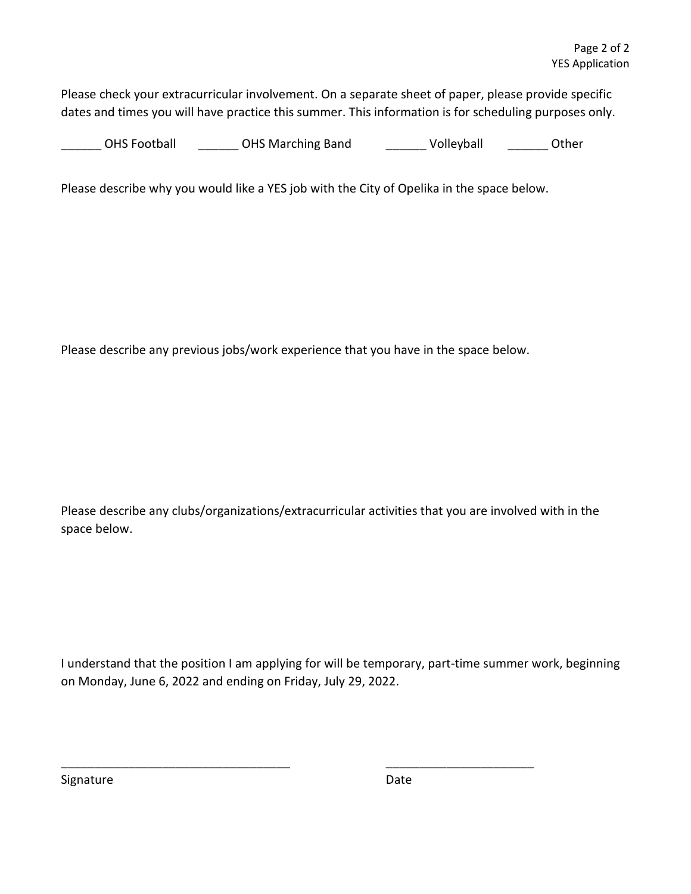Please check your extracurricular involvement. On a separate sheet of paper, please provide specific dates and times you will have practice this summer. This information is for scheduling purposes only.

______ OHS Football ______ OHS Marching Band ______ Volleyball ______ Other

Please describe why you would like a YES job with the City of Opelika in the space below.

Please describe any previous jobs/work experience that you have in the space below.

Please describe any clubs/organizations/extracurricular activities that you are involved with in the space below.

I understand that the position I am applying for will be temporary, part-time summer work, beginning on Monday, June 6, 2022 and ending on Friday, July 29, 2022.

___________________________________ ______________________

Signature Date